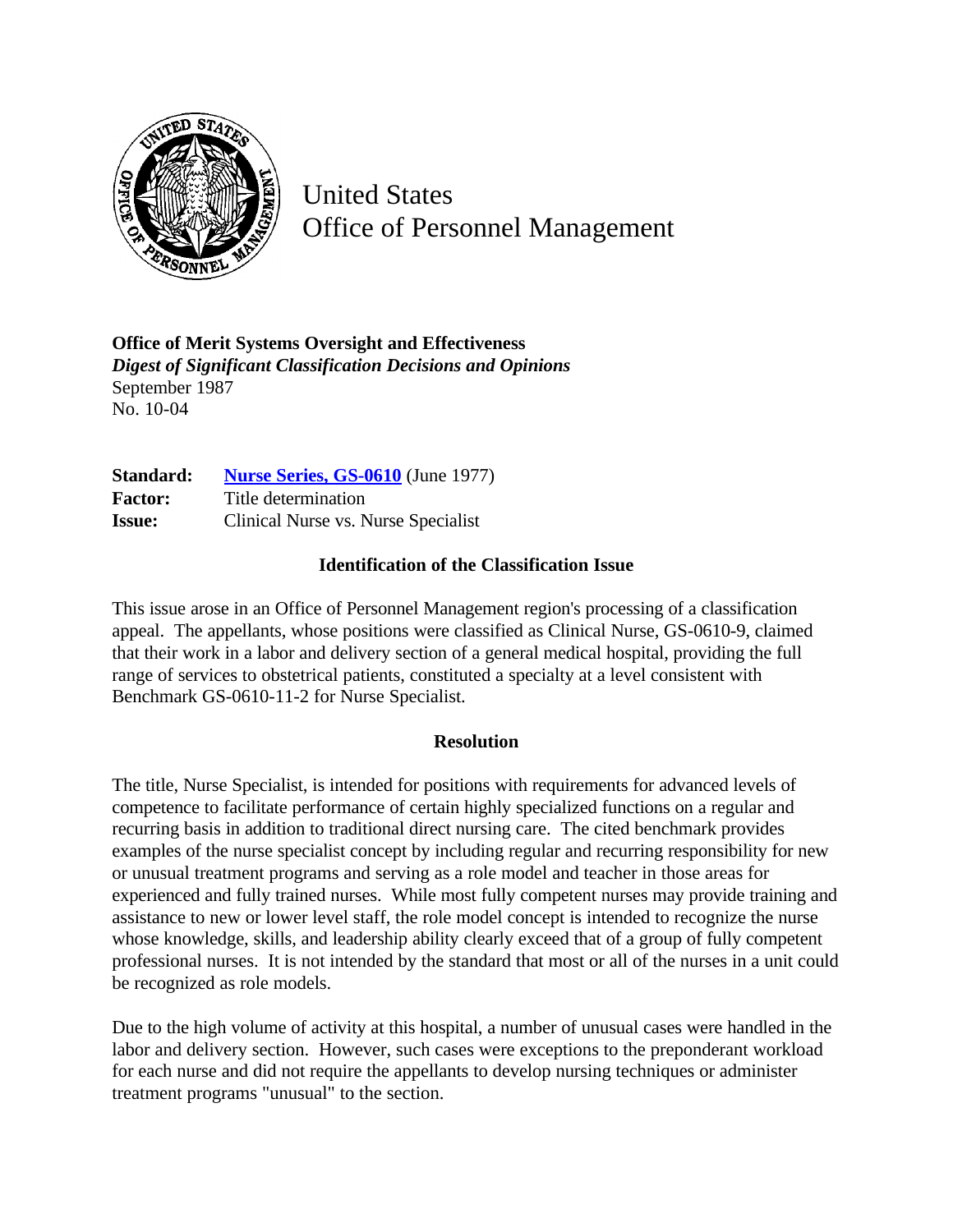United States
Office of Personnel Management

**Office of Merit Systems Oversight and Effectiveness**
***Digest of Significant Classification Decisions and Opinions***
September 1987
No. 10-04

| | |
|---|---|
| **Standard:** | **Nurse Series, GS-0610** (June 1977) |
| **Factor:** | Title determination |
| **Issue:** | Clinical Nurse vs. Nurse Specialist |

### Identification of the Classification Issue

This issue arose in an Office of Personnel Management region's processing of a classification appeal. The appellants, whose positions were classified as Clinical Nurse, GS-0610-9, claimed that their work in a labor and delivery section of a general medical hospital, providing the full range of services to obstetrical patients, constituted a specialty at a level consistent with Benchmark GS-0610-11-2 for Nurse Specialist.

### Resolution

The title, Nurse Specialist, is intended for positions with requirements for advanced levels of competence to facilitate performance of certain highly specialized functions on a regular and recurring basis in addition to traditional direct nursing care. The cited benchmark provides examples of the nurse specialist concept by including regular and recurring responsibility for new or unusual treatment programs and serving as a role model and teacher in those areas for experienced and fully trained nurses. While most fully competent nurses may provide training and assistance to new or lower level staff, the role model concept is intended to recognize the nurse whose knowledge, skills, and leadership ability clearly exceed that of a group of fully competent professional nurses. It is not intended by the standard that most or all of the nurses in a unit could be recognized as role models.

Due to the high volume of activity at this hospital, a number of unusual cases were handled in the labor and delivery section. However, such cases were exceptions to the preponderant workload for each nurse and did not require the appellants to develop nursing techniques or administer treatment programs "unusual" to the section.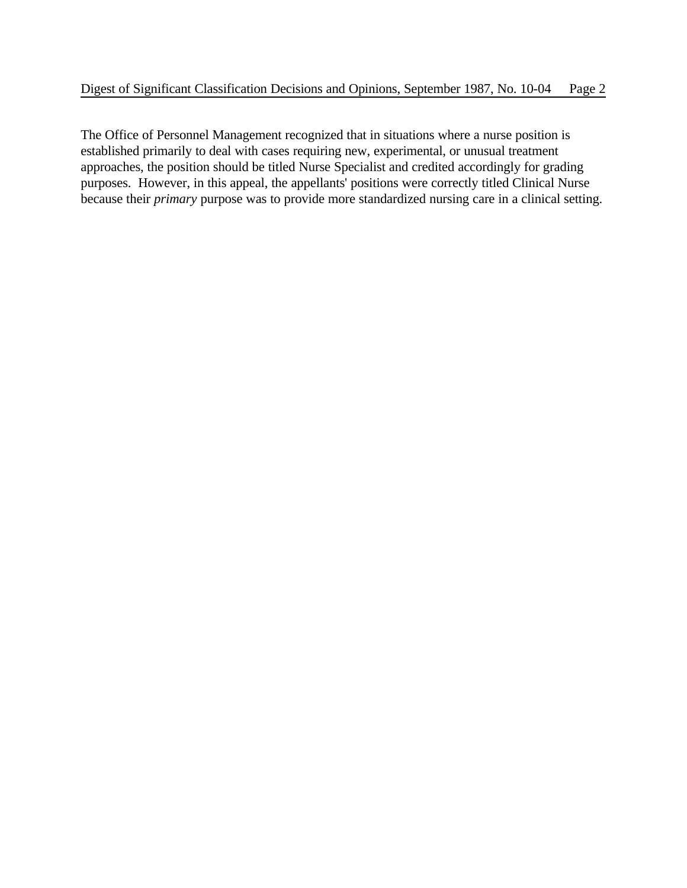The Office of Personnel Management recognized that in situations where a nurse position is established primarily to deal with cases requiring new, experimental, or unusual treatment approaches, the position should be titled Nurse Specialist and credited accordingly for grading purposes. However, in this appeal, the appellants' positions were correctly titled Clinical Nurse because their *primary* purpose was to provide more standardized nursing care in a clinical setting.